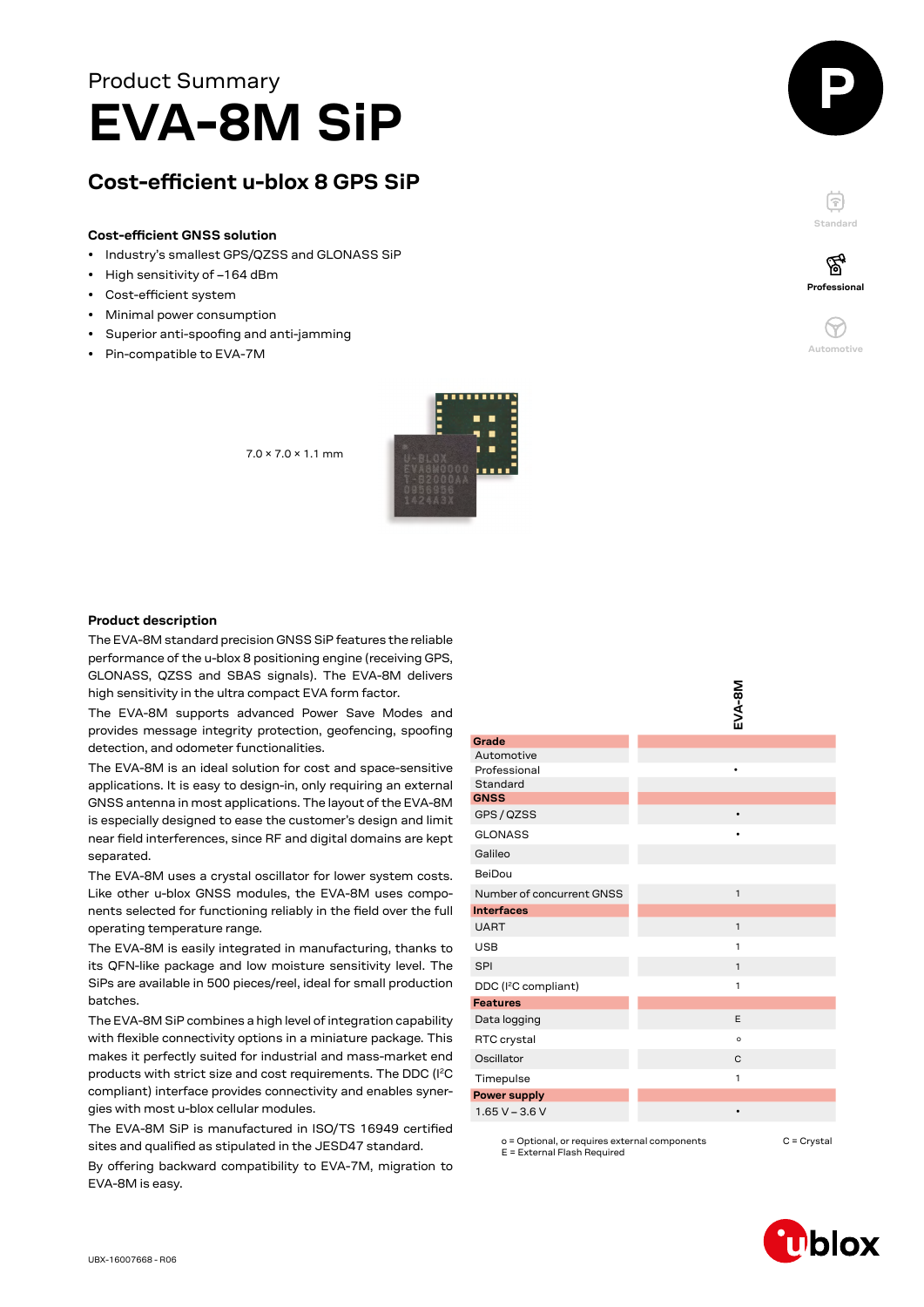Product Summary

# EVA-8M SiP

## Cost-efficient u-blox 8 GPS SiP

Standard

Professional

Automotive

### Cost-efficient GNSS solution

- Industry's smallest GPS/QZSS and GLONASS SiP
- High sensitivity of –164 dBm
- Cost-efficient system
- Minimal power consumption
- Superior anti-spoofing and anti-jamming
- Pin-compatible to EVA-7M

7.0 × 7.0 × 1.1 mm

### Product description

The EVA-8M standard precision GNSS SiP features the reliable performance of the u-blox 8 positioning engine (receiving GPS, GLONASS, QZSS and SBAS signals). The EVA-8M delivers high sensitivity in the ultra compact EVA form factor.

The EVA-8M supports advanced Power Save Modes and provides message integrity protection, geofencing, spoofing detection, and odometer functionalities.

The EVA-8M is an ideal solution for cost and space-sensitive applications. It is easy to design-in, only requiring an external GNSS antenna in most applications. The layout of the EVA-8M is especially designed to ease the customer's design and limit near field interferences, since RF and digital domains are kept separated.

The EVA-8M uses a crystal oscillator for lower system costs. Like other u-blox GNSS modules, the EVA-8M uses components selected for functioning reliably in the field over the full operating temperature range.

The EVA-8M is easily integrated in manufacturing, thanks to its QFN-like package and low moisture sensitivity level. The SiPs are available in 500 pieces/reel, ideal for small production batches.

The EVA-8M SiP combines a high level of integration capability with flexible connectivity options in a miniature package. This makes it perfectly suited for industrial and mass-market end products with strict size and cost requirements. The DDC (I²C compliant) interface provides connectivity and enables synergies with most u-blox cellular modules.

The EVA-8M SiP is manufactured in ISO/TS 16949 certified sites and qualified as stipulated in the JESD47 standard.

By offering backward compatibility to EVA-7M, migration to EVA-8M is easy.

| | EVA-8M |
|---|---|
| **Grade** | |
| Automotive | |
| Professional | • |
| Standard | |
| **GNSS** | |
| GPS / QZSS | • |
| GLONASS | • |
| Galileo | |
| BeiDou | |
| Number of concurrent GNSS | 1 |
| **Interfaces** | |
| UART | 1 |
| USB | 1 |
| SPI | 1 |
| DDC (I²C compliant) | 1 |
| **Features** | |
| Data logging | E |
| RTC crystal | o |
| Oscillator | C |
| Timepulse | 1 |
| **Power supply** | |
| 1.65 V – 3.6 V | • |

o = Optional, or requires external components
E = External Flash Required
C = Crystal

UBX-16007668 - R06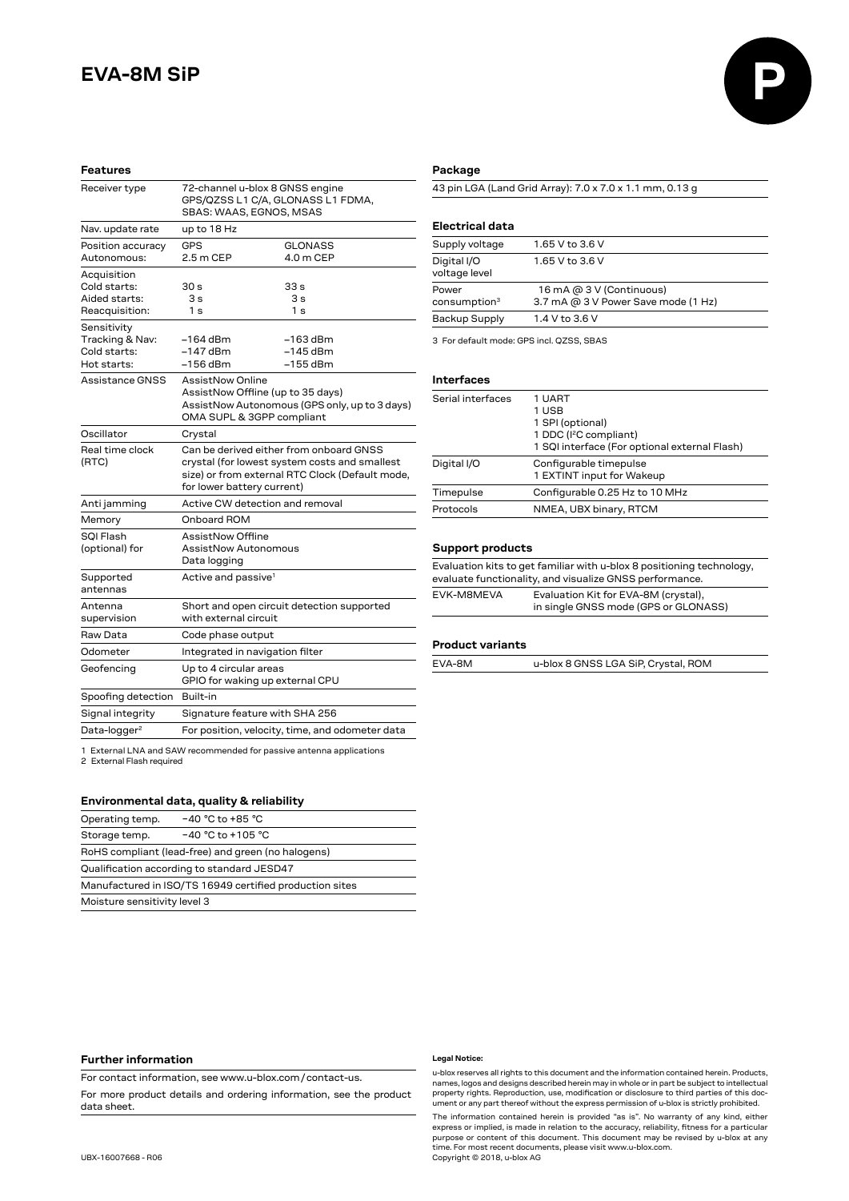# EVA-8M SiP

P

### Features

| | | |
|---|---|---|
| Receiver type | 72-channel u-blox 8 GNSS engine<br>GPS/QZSS L1 C/A, GLONASS L1 FDMA,<br>SBAS: WAAS, EGNOS, MSAS | |
| Nav. update rate | up to 18 Hz | |
| Position accuracy<br>Autonomous: | GPS<br>2.5 m CEP | GLONASS<br>4.0 m CEP |
| Acquisition<br>Cold starts:<br>Aided starts:<br>Reacquisition: | <br>30 s<br>3 s<br>1 s | <br>33 s<br>3 s<br>1 s |
| Sensitivity<br>Tracking & Nav:<br>Cold starts:<br>Hot starts: | <br>–164 dBm<br>–147 dBm<br>–156 dBm | <br>–163 dBm<br>–145 dBm<br>–155 dBm |
| Assistance GNSS | AssistNow Online<br>AssistNow Offline (up to 35 days)<br>AssistNow Autonomous (GPS only, up to 3 days)<br>OMA SUPL & 3GPP compliant | |
| Oscillator | Crystal | |
| Real time clock (RTC) | Can be derived either from onboard GNSS crystal (for lowest system costs and smallest size) or from external RTC Clock (Default mode, for lower battery current) | |
| Anti jamming | Active CW detection and removal | |
| Memory | Onboard ROM | |
| SQI Flash (optional) for | AssistNow Offline<br>AssistNow Autonomous<br>Data logging | |
| Supported antennas | Active and passive[1] | |
| Antenna supervision | Short and open circuit detection supported with external circuit | |
| Raw Data | Code phase output | |
| Odometer | Integrated in navigation filter | |
| Geofencing | Up to 4 circular areas<br>GPIO for waking up external CPU | |
| Spoofing detection | Built-in | |
| Signal integrity | Signature feature with SHA 256 | |
| Data-logger[2] | For position, velocity, time, and odometer data | |

1 External LNA and SAW recommended for passive antenna applications
2 External Flash required

### Environmental data, quality & reliability

| | |
|---|---|
| Operating temp. | –40 °C to +85 °C |
| Storage temp. | –40 °C to +105 °C |
| RoHS compliant (lead-free) and green (no halogens) | |
| Qualification according to standard JESD47 | |
| Manufactured in ISO/TS 16949 certified production sites | |
| Moisture sensitivity level 3 | |

### Package

43 pin LGA (Land Grid Array): 7.0 x 7.0 x 1.1 mm, 0.13 g

### Electrical data

| | |
|---|---|
| Supply voltage | 1.65 V to 3.6 V |
| Digital I/O voltage level | 1.65 V to 3.6 V |
| Power consumption[3] | 16 mA @ 3 V (Continuous)<br>3.7 mA @ 3 V Power Save mode (1 Hz) |
| Backup Supply | 1.4 V to 3.6 V |

3 For default mode: GPS incl. QZSS, SBAS

### Interfaces

| | |
|---|---|
| Serial interfaces | 1 UART<br>1 USB<br>1 SPI (optional)<br>1 DDC ($I^2C$ compliant)<br>1 SQI interface (For optional external Flash) |
| Digital I/O | Configurable timepulse<br>1 EXTINT input for Wakeup |
| Timepulse | Configurable 0.25 Hz to 10 MHz |
| Protocols | NMEA, UBX binary, RTCM |

### Support products

Evaluation kits to get familiar with u-blox 8 positioning technology, evaluate functionality, and visualize GNSS performance.

| | |
|---|---|
| EVK-M8MEVA | Evaluation Kit for EVA-8M (crystal), in single GNSS mode (GPS or GLONASS) |

### Product variants

| | |
|---|---|
| EVA-8M | u-blox 8 GNSS LGA SiP, Crystal, ROM |

### Further information

For contact information, see www.u-blox.com / contact-us.

For more product details and ordering information, see the product data sheet.

UBX-16007668 - R06

**Legal Notice:**

u-blox reserves all rights to this document and the information contained herein. Products, names, logos and designs described herein may in whole or in part be subject to intellectual property rights. Reproduction, use, modification or disclosure to third parties of this document or any part thereof without the express permission of u-blox is strictly prohibited.

The information contained herein is provided "as is". No warranty of any kind, either express or implied, is made in relation to the accuracy, reliability, fitness for a particular purpose or content of this document. This document may be revised by u-blox at any time. For most recent documents, please visit www.u-blox.com.
Copyright © 2018, u-blox AG